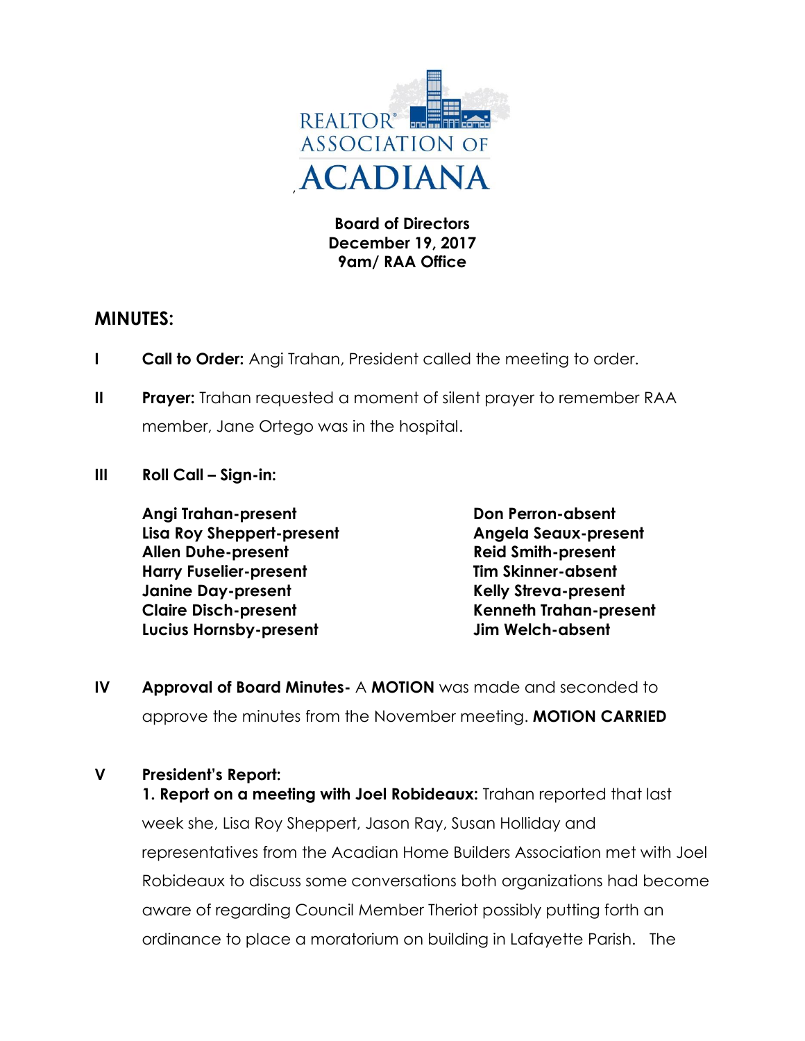**Board of Directors**
**December 19, 2017**
**9am/ RAA Office**

## MINUTES:

**I** **Call to Order:** Angi Trahan, President called the meeting to order.

**II** **Prayer:** Trahan requested a moment of silent prayer to remember RAA member, Jane Ortego was in the hospital.

**III** **Roll Call – Sign-in:**

**Angi Trahan-present**
**Lisa Roy Sheppert-present**
**Allen Duhe-present**
**Harry Fuselier-present**
**Janine Day-present**
**Claire Disch-present**
**Lucius Hornsby-present**
**Don Perron-absent**
**Angela Seaux-present**
**Reid Smith-present**
**Tim Skinner-absent**
**Kelly Streva-present**
**Kenneth Trahan-present**
**Jim Welch-absent**

**IV** **Approval of Board Minutes-** A **MOTION** was made and seconded to approve the minutes from the November meeting. **MOTION CARRIED**

**V** **President's Report:**

**1. Report on a meeting with Joel Robideaux:** Trahan reported that last week she, Lisa Roy Sheppert, Jason Ray, Susan Holliday and representatives from the Acadian Home Builders Association met with Joel Robideaux to discuss some conversations both organizations had become aware of regarding Council Member Theriot possibly putting forth an ordinance to place a moratorium on building in Lafayette Parish. The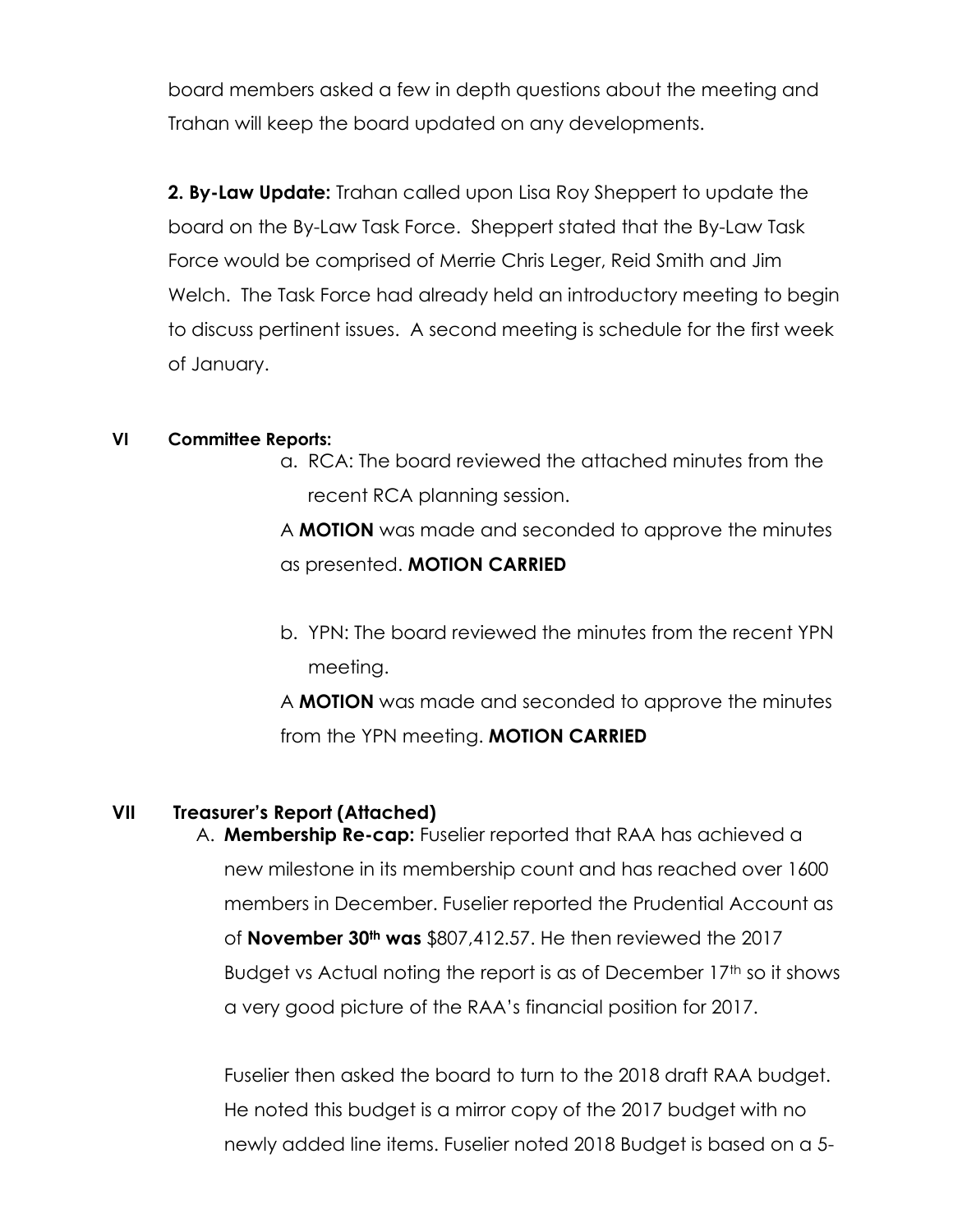board members asked a few in depth questions about the meeting and Trahan will keep the board updated on any developments.

**2. By-Law Update:** Trahan called upon Lisa Roy Sheppert to update the board on the By-Law Task Force. Sheppert stated that the By-Law Task Force would be comprised of Merrie Chris Leger, Reid Smith and Jim Welch. The Task Force had already held an introductory meeting to begin to discuss pertinent issues. A second meeting is schedule for the first week of January.

**VI Committee Reports:**

a. RCA: The board reviewed the attached minutes from the recent RCA planning session.

A **MOTION** was made and seconded to approve the minutes as presented. **MOTION CARRIED**

b. YPN: The board reviewed the minutes from the recent YPN meeting.

A **MOTION** was made and seconded to approve the minutes from the YPN meeting. **MOTION CARRIED**

**VII Treasurer's Report (Attached)**

A. **Membership Re-cap:** Fuselier reported that RAA has achieved a new milestone in its membership count and has reached over 1600 members in December. Fuselier reported the Prudential Account as of **November 30th was** $807,412.57. He then reviewed the 2017 Budget vs Actual noting the report is as of December 17th so it shows a very good picture of the RAA's financial position for 2017.

Fuselier then asked the board to turn to the 2018 draft RAA budget. He noted this budget is a mirror copy of the 2017 budget with no newly added line items. Fuselier noted 2018 Budget is based on a 5-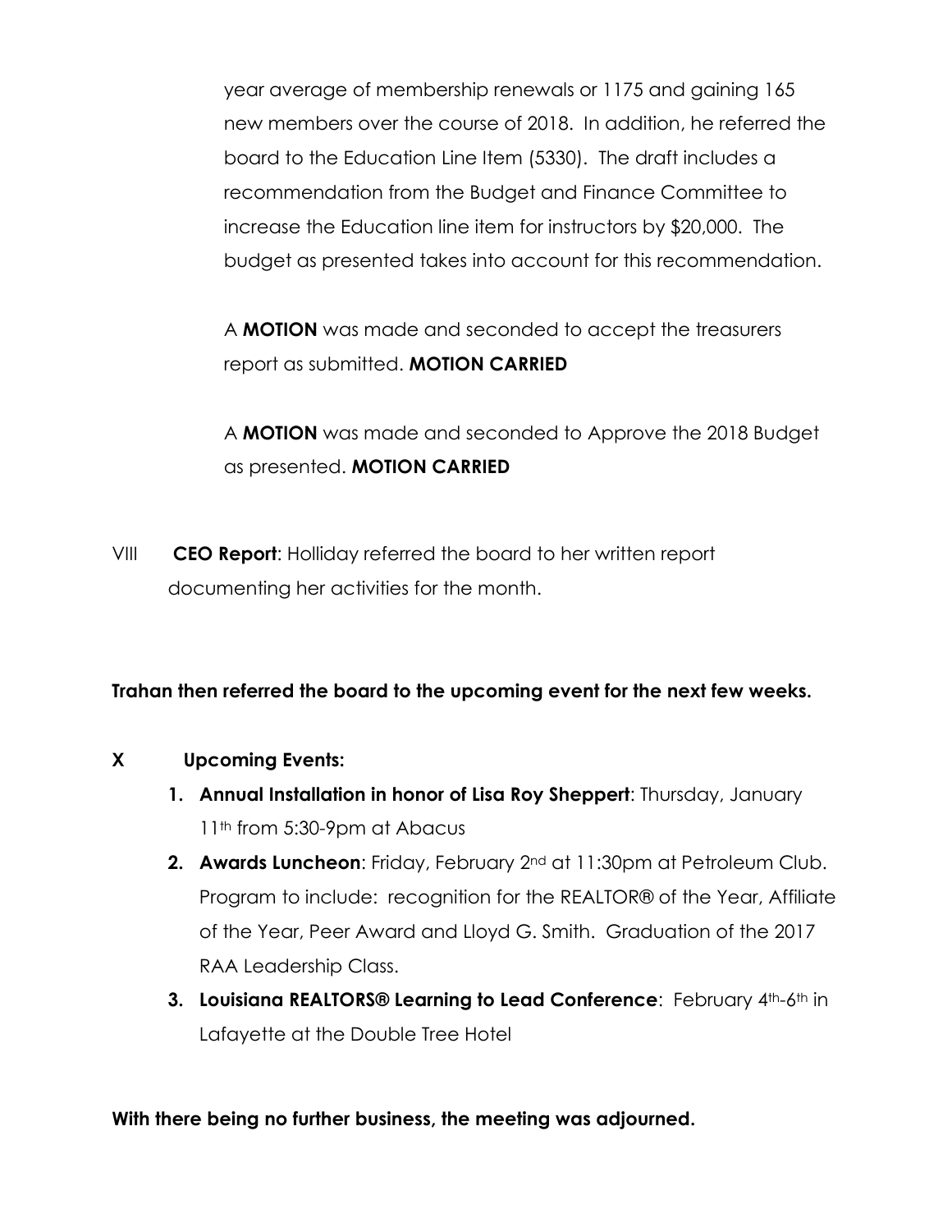year average of membership renewals or 1175 and gaining 165 new members over the course of 2018. In addition, he referred the board to the Education Line Item (5330). The draft includes a recommendation from the Budget and Finance Committee to increase the Education line item for instructors by $20,000. The budget as presented takes into account for this recommendation.

A **MOTION** was made and seconded to accept the treasurers report as submitted. **MOTION CARRIED**

A **MOTION** was made and seconded to Approve the 2018 Budget as presented. **MOTION CARRIED**

VIII **CEO Report**: Holliday referred the board to her written report documenting her activities for the month.

**Trahan then referred the board to the upcoming event for the next few weeks.**

**X Upcoming Events:**

1. **Annual Installation in honor of Lisa Roy Sheppert**: Thursday, January 11th from 5:30-9pm at Abacus
2. **Awards Luncheon**: Friday, February 2nd at 11:30pm at Petroleum Club. Program to include: recognition for the REALTOR® of the Year, Affiliate of the Year, Peer Award and Lloyd G. Smith. Graduation of the 2017 RAA Leadership Class.
3. **Louisiana REALTORS® Learning to Lead Conference**: February 4th-6th in Lafayette at the Double Tree Hotel

**With there being no further business, the meeting was adjourned.**